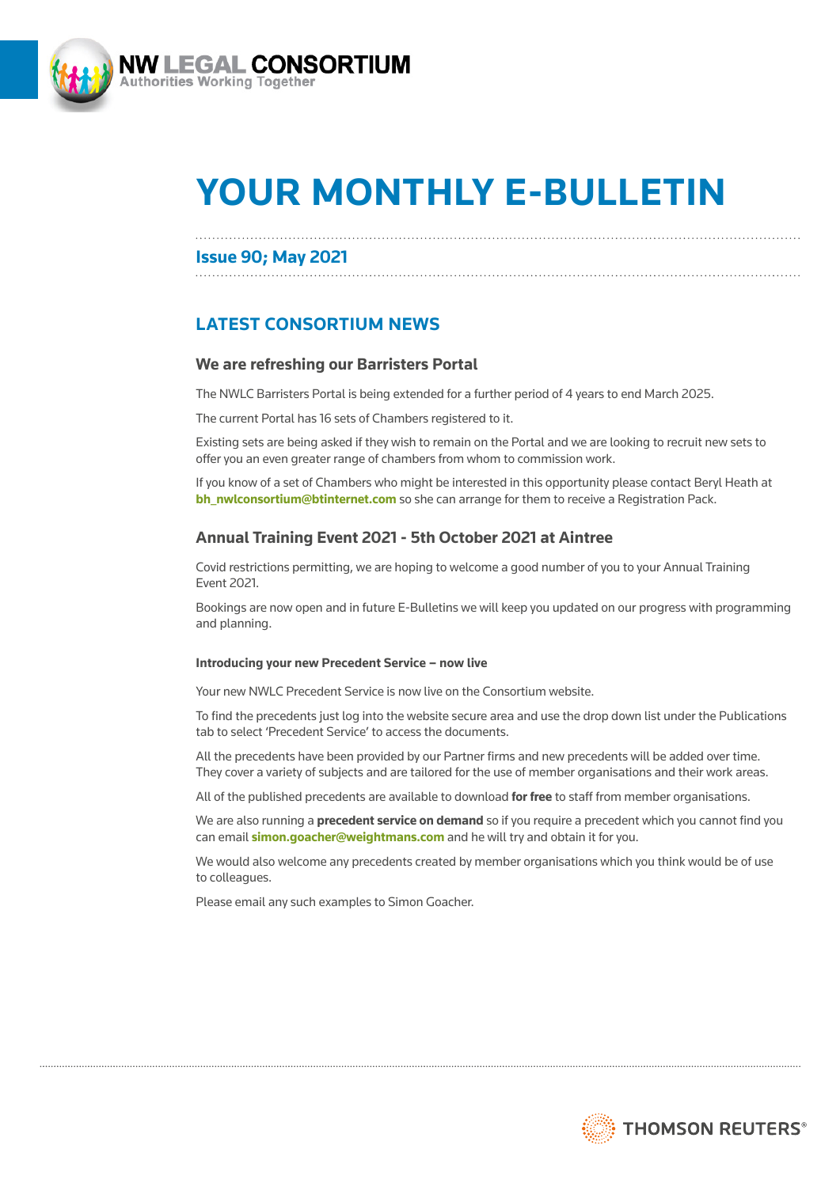NW LEGAL CONSORTIUM
Authorities Working Together

# YOUR MONTHLY E-BULLETIN

## Issue 90; May 2021

## LATEST CONSORTIUM NEWS

### We are refreshing our Barristers Portal

The NWLC Barristers Portal is being extended for a further period of 4 years to end March 2025.

The current Portal has 16 sets of Chambers registered to it.

Existing sets are being asked if they wish to remain on the Portal and we are looking to recruit new sets to offer you an even greater range of chambers from whom to commission work.

If you know of a set of Chambers who might be interested in this opportunity please contact Beryl Heath at **bh_nwlconsortium@btinternet.com** so she can arrange for them to receive a Registration Pack.

### Annual Training Event 2021 - 5th October 2021 at Aintree

Covid restrictions permitting, we are hoping to welcome a good number of you to your Annual Training Event 2021.

Bookings are now open and in future E-Bulletins we will keep you updated on our progress with programming and planning.

#### Introducing your new Precedent Service – now live

Your new NWLC Precedent Service is now live on the Consortium website.

To find the precedents just log into the website secure area and use the drop down list under the Publications tab to select 'Precedent Service' to access the documents.

All the precedents have been provided by our Partner firms and new precedents will be added over time. They cover a variety of subjects and are tailored for the use of member organisations and their work areas.

All of the published precedents are available to download **for free** to staff from member organisations.

We are also running a **precedent service on demand** so if you require a precedent which you cannot find you can email **simon.goacher@weightmans.com** and he will try and obtain it for you.

We would also welcome any precedents created by member organisations which you think would be of use to colleagues.

Please email any such examples to Simon Goacher.

THOMSON REUTERS®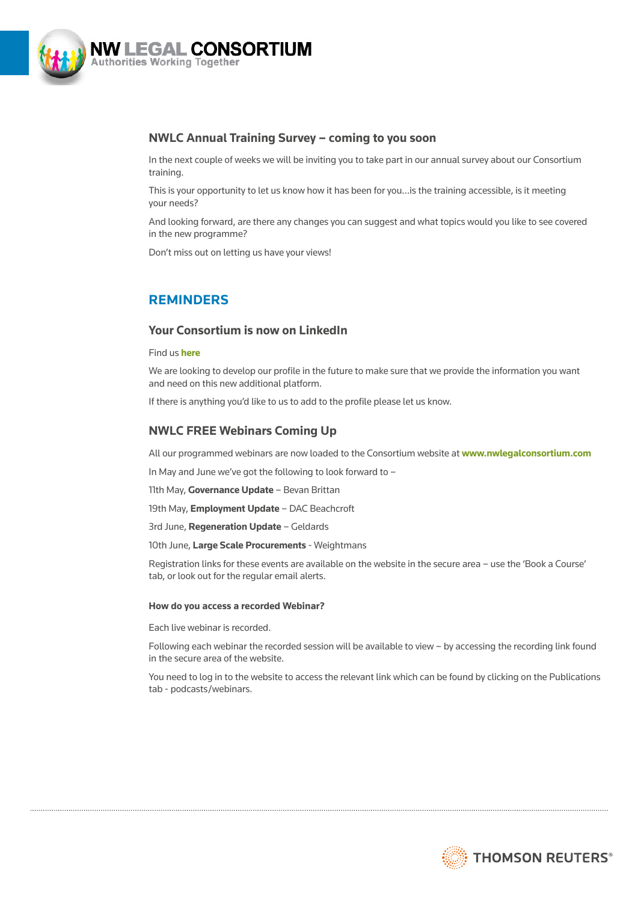## NWLC Annual Training Survey – coming to you soon

In the next couple of weeks we will be inviting you to take part in our annual survey about our Consortium training.

This is your opportunity to let us know how it has been for you…is the training accessible, is it meeting your needs?

And looking forward, are there any changes you can suggest and what topics would you like to see covered in the new programme?

Don't miss out on letting us have your views!

## REMINDERS

### Your Consortium is now on LinkedIn

Find us **here**

We are looking to develop our profile in the future to make sure that we provide the information you want and need on this new additional platform.

If there is anything you'd like to us to add to the profile please let us know.

### NWLC FREE Webinars Coming Up

All our programmed webinars are now loaded to the Consortium website at **www.nwlegalconsortium.com**

In May and June we've got the following to look forward to –

11th May, **Governance Update** – Bevan Brittan

19th May, **Employment Update** – DAC Beachcroft

3rd June, **Regeneration Update** – Geldards

10th June, **Large Scale Procurements** - Weightmans

Registration links for these events are available on the website in the secure area – use the 'Book a Course' tab, or look out for the regular email alerts.

#### How do you access a recorded Webinar?

Each live webinar is recorded.

Following each webinar the recorded session will be available to view – by accessing the recording link found in the secure area of the website.

You need to log in to the website to access the relevant link which can be found by clicking on the Publications tab - podcasts/webinars.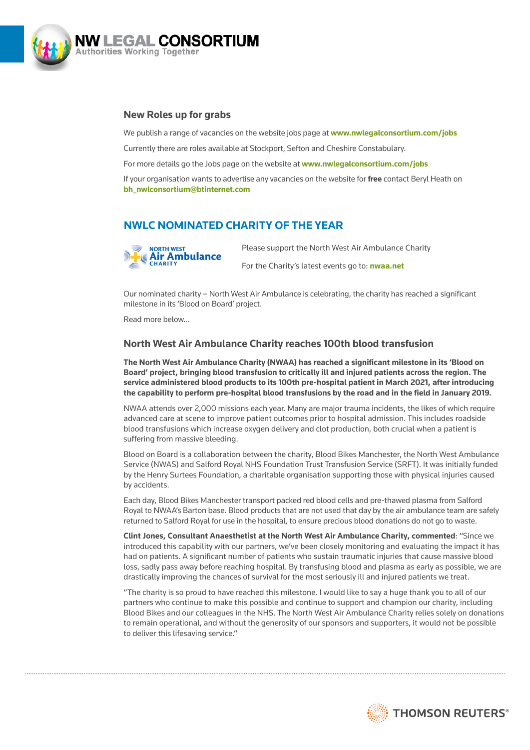## New Roles up for grabs

We publish a range of vacancies on the website jobs page at **www.nwlegalconsortium.com/jobs**

Currently there are roles available at Stockport, Sefton and Cheshire Constabulary.

For more details go the Jobs page on the website at **www.nwlegalconsortium.com/jobs**

If your organisation wants to advertise any vacancies on the website for **free** contact Beryl Heath on **bh_nwlconsortium@btinternet.com**

## NWLC NOMINATED CHARITY OF THE YEAR

Please support the North West Air Ambulance Charity

For the Charity's latest events go to: **nwaa.net**

Our nominated charity – North West Air Ambulance is celebrating, the charity has reached a significant milestone in its 'Blood on Board' project.

Read more below...

### North West Air Ambulance Charity reaches 100th blood transfusion

**The North West Air Ambulance Charity (NWAA) has reached a significant milestone in its 'Blood on Board' project, bringing blood transfusion to critically ill and injured patients across the region. The service administered blood products to its 100th pre-hospital patient in March 2021, after introducing the capability to perform pre-hospital blood transfusions by the road and in the field in January 2019.**

NWAA attends over 2,000 missions each year. Many are major trauma incidents, the likes of which require advanced care at scene to improve patient outcomes prior to hospital admission. This includes roadside blood transfusions which increase oxygen delivery and clot production, both crucial when a patient is suffering from massive bleeding.

Blood on Board is a collaboration between the charity, Blood Bikes Manchester, the North West Ambulance Service (NWAS) and Salford Royal NHS Foundation Trust Transfusion Service (SRFT). It was initially funded by the Henry Surtees Foundation, a charitable organisation supporting those with physical injuries caused by accidents.

Each day, Blood Bikes Manchester transport packed red blood cells and pre-thawed plasma from Salford Royal to NWAA's Barton base. Blood products that are not used that day by the air ambulance team are safely returned to Salford Royal for use in the hospital, to ensure precious blood donations do not go to waste.

**Clint Jones, Consultant Anaesthetist at the North West Air Ambulance Charity, commented**: "Since we introduced this capability with our partners, we've been closely monitoring and evaluating the impact it has had on patients. A significant number of patients who sustain traumatic injuries that cause massive blood loss, sadly pass away before reaching hospital. By transfusing blood and plasma as early as possible, we are drastically improving the chances of survival for the most seriously ill and injured patients we treat.

"The charity is so proud to have reached this milestone. I would like to say a huge thank you to all of our partners who continue to make this possible and continue to support and champion our charity, including Blood Bikes and our colleagues in the NHS. The North West Air Ambulance Charity relies solely on donations to remain operational, and without the generosity of our sponsors and supporters, it would not be possible to deliver this lifesaving service."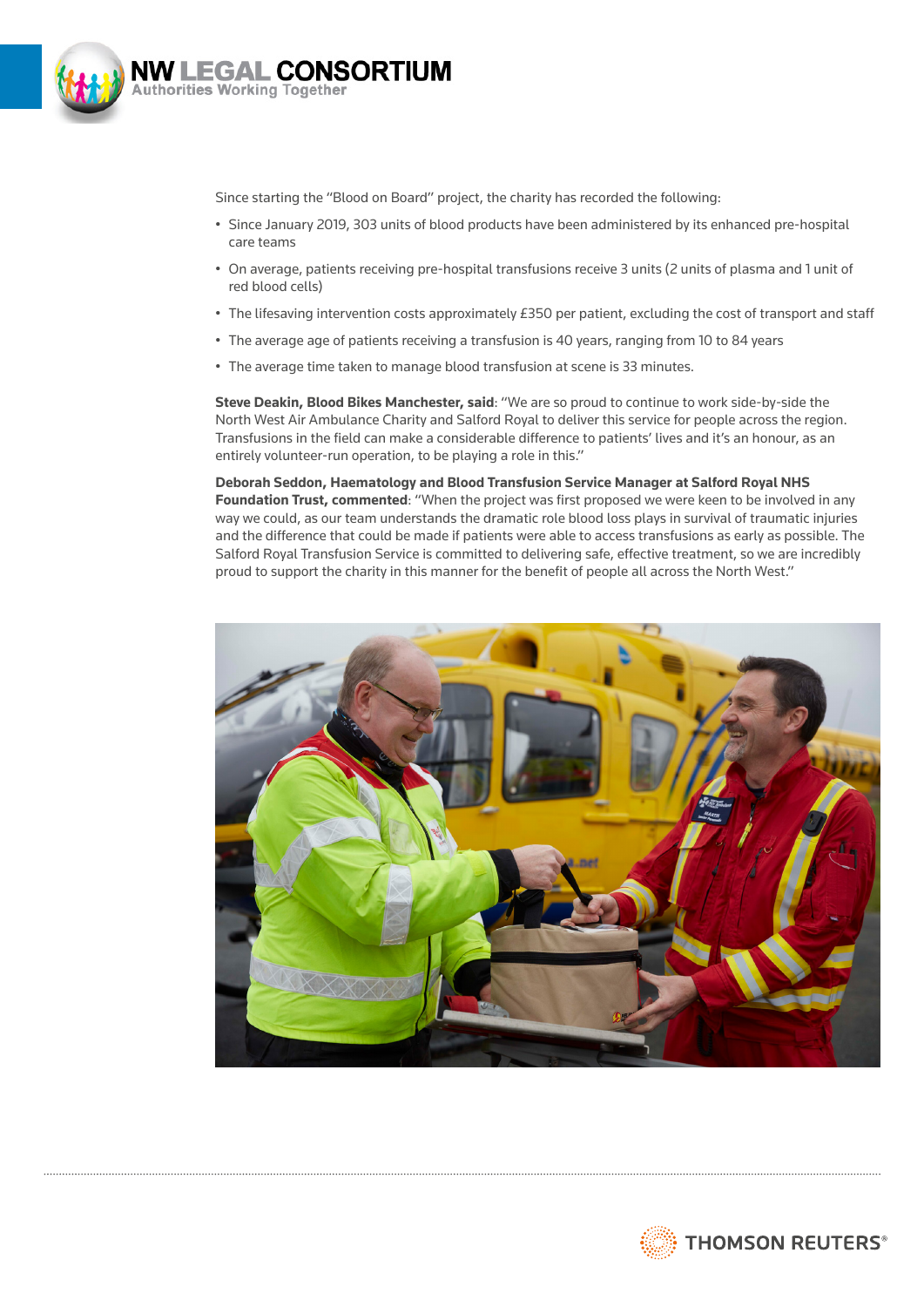Since starting the "Blood on Board" project, the charity has recorded the following:

- Since January 2019, 303 units of blood products have been administered by its enhanced pre-hospital care teams
- On average, patients receiving pre-hospital transfusions receive 3 units (2 units of plasma and 1 unit of red blood cells)
- The lifesaving intervention costs approximately £350 per patient, excluding the cost of transport and staff
- The average age of patients receiving a transfusion is 40 years, ranging from 10 to 84 years
- The average time taken to manage blood transfusion at scene is 33 minutes.

**Steve Deakin, Blood Bikes Manchester, said**: "We are so proud to continue to work side-by-side the North West Air Ambulance Charity and Salford Royal to deliver this service for people across the region. Transfusions in the field can make a considerable difference to patients' lives and it's an honour, as an entirely volunteer-run operation, to be playing a role in this."

**Deborah Seddon, Haematology and Blood Transfusion Service Manager at Salford Royal NHS Foundation Trust, commented**: "When the project was first proposed we were keen to be involved in any way we could, as our team understands the dramatic role blood loss plays in survival of traumatic injuries and the difference that could be made if patients were able to access transfusions as early as possible. The Salford Royal Transfusion Service is committed to delivering safe, effective treatment, so we are incredibly proud to support the charity in this manner for the benefit of people all across the North West."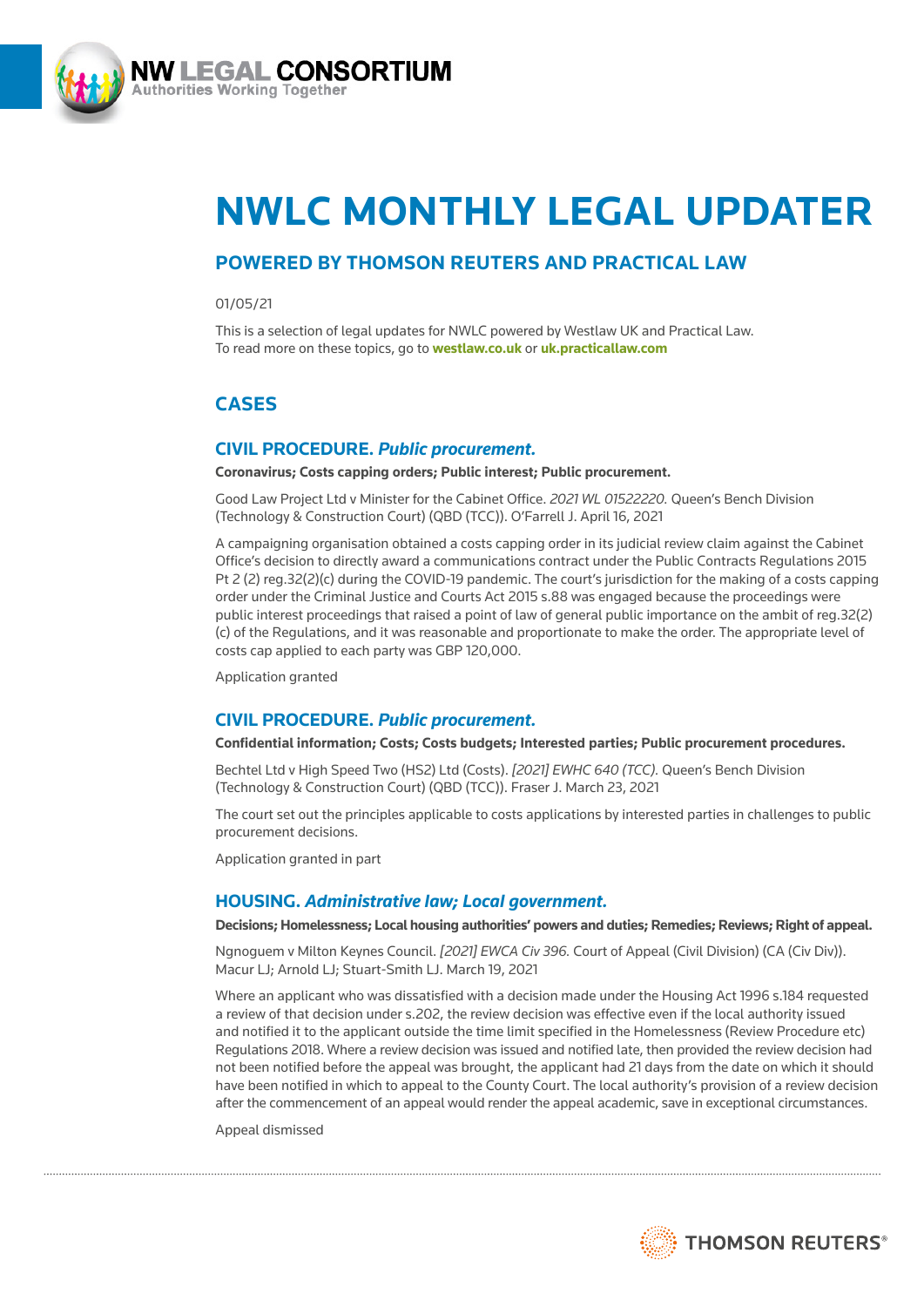# NWLC MONTHLY LEGAL UPDATER

## POWERED BY THOMSON REUTERS AND PRACTICAL LAW

01/05/21

This is a selection of legal updates for NWLC powered by Westlaw UK and Practical Law.
To read more on these topics, go to **westlaw.co.uk** or **uk.practicallaw.com**

## CASES

### CIVIL PROCEDURE. *Public procurement.*

**Coronavirus; Costs capping orders; Public interest; Public procurement.**

Good Law Project Ltd v Minister for the Cabinet Office. *2021 WL 01522220.* Queen's Bench Division (Technology & Construction Court) (QBD (TCC)). O'Farrell J. April 16, 2021

A campaigning organisation obtained a costs capping order in its judicial review claim against the Cabinet Office's decision to directly award a communications contract under the Public Contracts Regulations 2015 Pt 2 (2) reg.32(2)(c) during the COVID-19 pandemic. The court's jurisdiction for the making of a costs capping order under the Criminal Justice and Courts Act 2015 s.88 was engaged because the proceedings were public interest proceedings that raised a point of law of general public importance on the ambit of reg.32(2)(c) of the Regulations, and it was reasonable and proportionate to make the order. The appropriate level of costs cap applied to each party was GBP 120,000.

Application granted

### CIVIL PROCEDURE. *Public procurement.*

**Confidential information; Costs; Costs budgets; Interested parties; Public procurement procedures.**

Bechtel Ltd v High Speed Two (HS2) Ltd (Costs). *[2021] EWHC 640 (TCC).* Queen's Bench Division (Technology & Construction Court) (QBD (TCC)). Fraser J. March 23, 2021

The court set out the principles applicable to costs applications by interested parties in challenges to public procurement decisions.

Application granted in part

### HOUSING. *Administrative law; Local government.*

**Decisions; Homelessness; Local housing authorities' powers and duties; Remedies; Reviews; Right of appeal.**

Ngnoguem v Milton Keynes Council. *[2021] EWCA Civ 396.* Court of Appeal (Civil Division) (CA (Civ Div)). Macur LJ; Arnold LJ; Stuart-Smith LJ. March 19, 2021

Where an applicant who was dissatisfied with a decision made under the Housing Act 1996 s.184 requested a review of that decision under s.202, the review decision was effective even if the local authority issued and notified it to the applicant outside the time limit specified in the Homelessness (Review Procedure etc) Regulations 2018. Where a review decision was issued and notified late, then provided the review decision had not been notified before the appeal was brought, the applicant had 21 days from the date on which it should have been notified in which to appeal to the County Court. The local authority's provision of a review decision after the commencement of an appeal would render the appeal academic, save in exceptional circumstances.

Appeal dismissed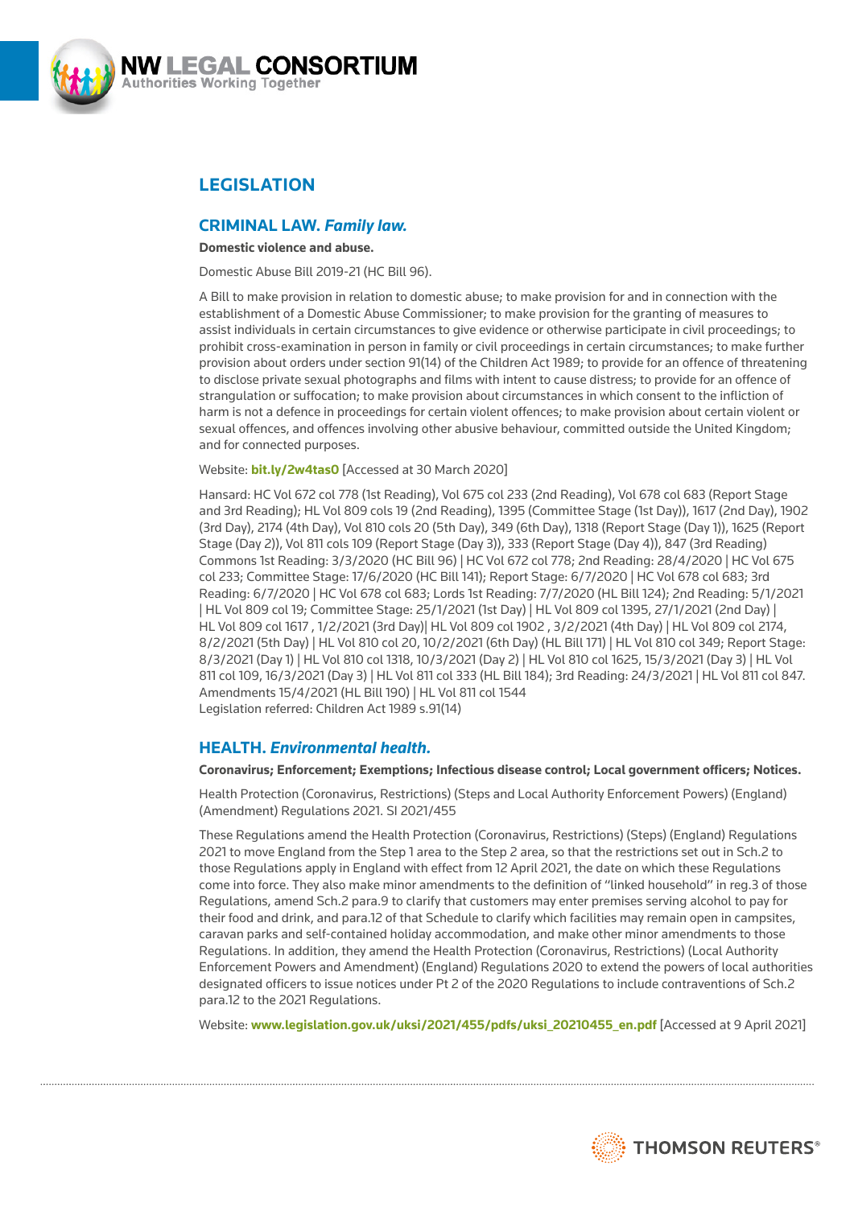## LEGISLATION

### CRIMINAL LAW. *Family law.*

**Domestic violence and abuse.**

Domestic Abuse Bill 2019-21 (HC Bill 96).

A Bill to make provision in relation to domestic abuse; to make provision for and in connection with the establishment of a Domestic Abuse Commissioner; to make provision for the granting of measures to assist individuals in certain circumstances to give evidence or otherwise participate in civil proceedings; to prohibit cross-examination in person in family or civil proceedings in certain circumstances; to make further provision about orders under section 91(14) of the Children Act 1989; to provide for an offence of threatening to disclose private sexual photographs and films with intent to cause distress; to provide for an offence of strangulation or suffocation; to make provision about circumstances in which consent to the infliction of harm is not a defence in proceedings for certain violent offences; to make provision about certain violent or sexual offences, and offences involving other abusive behaviour, committed outside the United Kingdom; and for connected purposes.

Website: **bit.ly/2w4tas0** [Accessed at 30 March 2020]

Hansard: HC Vol 672 col 778 (1st Reading), Vol 675 col 233 (2nd Reading), Vol 678 col 683 (Report Stage and 3rd Reading); HL Vol 809 cols 19 (2nd Reading), 1395 (Committee Stage (1st Day)), 1617 (2nd Day), 1902 (3rd Day), 2174 (4th Day), Vol 810 cols 20 (5th Day), 349 (6th Day), 1318 (Report Stage (Day 1)), 1625 (Report Stage (Day 2)), Vol 811 cols 109 (Report Stage (Day 3)), 333 (Report Stage (Day 4)), 847 (3rd Reading)
Commons 1st Reading: 3/3/2020 (HC Bill 96) | HC Vol 672 col 778; 2nd Reading: 28/4/2020 | HC Vol 675 col 233; Committee Stage: 17/6/2020 (HC Bill 141); Report Stage: 6/7/2020 | HC Vol 678 col 683; 3rd Reading: 6/7/2020 | HC Vol 678 col 683; Lords 1st Reading: 7/7/2020 (HL Bill 124); 2nd Reading: 5/1/2021 | HL Vol 809 col 19; Committee Stage: 25/1/2021 (1st Day) | HL Vol 809 col 1395, 27/1/2021 (2nd Day) | HL Vol 809 col 1617 , 1/2/2021 (3rd Day)| HL Vol 809 col 1902 , 3/2/2021 (4th Day) | HL Vol 809 col 2174, 8/2/2021 (5th Day) | HL Vol 810 col 20, 10/2/2021 (6th Day) (HL Bill 171) | HL Vol 810 col 349; Report Stage: 8/3/2021 (Day 1) | HL Vol 810 col 1318, 10/3/2021 (Day 2) | HL Vol 810 col 1625, 15/3/2021 (Day 3) | HL Vol 811 col 109, 16/3/2021 (Day 3) | HL Vol 811 col 333 (HL Bill 184); 3rd Reading: 24/3/2021 | HL Vol 811 col 847.
Amendments 15/4/2021 (HL Bill 190) | HL Vol 811 col 1544
Legislation referred: Children Act 1989 s.91(14)

### HEALTH. *Environmental health.*

**Coronavirus; Enforcement; Exemptions; Infectious disease control; Local government officers; Notices.**

Health Protection (Coronavirus, Restrictions) (Steps and Local Authority Enforcement Powers) (England) (Amendment) Regulations 2021. SI 2021/455

These Regulations amend the Health Protection (Coronavirus, Restrictions) (Steps) (England) Regulations 2021 to move England from the Step 1 area to the Step 2 area, so that the restrictions set out in Sch.2 to those Regulations apply in England with effect from 12 April 2021, the date on which these Regulations come into force. They also make minor amendments to the definition of "linked household" in reg.3 of those Regulations, amend Sch.2 para.9 to clarify that customers may enter premises serving alcohol to pay for their food and drink, and para.12 of that Schedule to clarify which facilities may remain open in campsites, caravan parks and self-contained holiday accommodation, and make other minor amendments to those Regulations. In addition, they amend the Health Protection (Coronavirus, Restrictions) (Local Authority Enforcement Powers and Amendment) (England) Regulations 2020 to extend the powers of local authorities designated officers to issue notices under Pt 2 of the 2020 Regulations to include contraventions of Sch.2 para.12 to the 2021 Regulations.

Website: **www.legislation.gov.uk/uksi/2021/455/pdfs/uksi_20210455_en.pdf** [Accessed at 9 April 2021]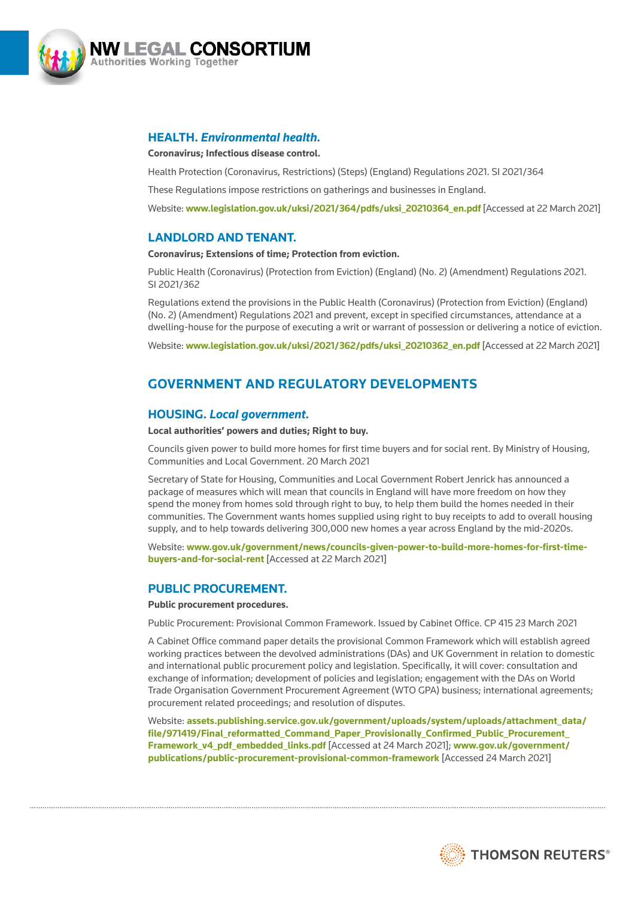## HEALTH. *Environmental health.*

**Coronavirus; Infectious disease control.**

Health Protection (Coronavirus, Restrictions) (Steps) (England) Regulations 2021. SI 2021/364

These Regulations impose restrictions on gatherings and businesses in England.

Website: **www.legislation.gov.uk/uksi/2021/364/pdfs/uksi_20210364_en.pdf** [Accessed at 22 March 2021]

## LANDLORD AND TENANT.

**Coronavirus; Extensions of time; Protection from eviction.**

Public Health (Coronavirus) (Protection from Eviction) (England) (No. 2) (Amendment) Regulations 2021. SI 2021/362

Regulations extend the provisions in the Public Health (Coronavirus) (Protection from Eviction) (England) (No. 2) (Amendment) Regulations 2021 and prevent, except in specified circumstances, attendance at a dwelling-house for the purpose of executing a writ or warrant of possession or delivering a notice of eviction.

Website: **www.legislation.gov.uk/uksi/2021/362/pdfs/uksi_20210362_en.pdf** [Accessed at 22 March 2021]

# GOVERNMENT AND REGULATORY DEVELOPMENTS

## HOUSING. *Local government.*

**Local authorities' powers and duties; Right to buy.**

Councils given power to build more homes for first time buyers and for social rent. By Ministry of Housing, Communities and Local Government. 20 March 2021

Secretary of State for Housing, Communities and Local Government Robert Jenrick has announced a package of measures which will mean that councils in England will have more freedom on how they spend the money from homes sold through right to buy, to help them build the homes needed in their communities. The Government wants homes supplied using right to buy receipts to add to overall housing supply, and to help towards delivering 300,000 new homes a year across England by the mid-2020s.

Website: **www.gov.uk/government/news/councils-given-power-to-build-more-homes-for-first-time-buyers-and-for-social-rent** [Accessed at 22 March 2021]

## PUBLIC PROCUREMENT.

**Public procurement procedures.**

Public Procurement: Provisional Common Framework. Issued by Cabinet Office. CP 415 23 March 2021

A Cabinet Office command paper details the provisional Common Framework which will establish agreed working practices between the devolved administrations (DAs) and UK Government in relation to domestic and international public procurement policy and legislation. Specifically, it will cover: consultation and exchange of information; development of policies and legislation; engagement with the DAs on World Trade Organisation Government Procurement Agreement (WTO GPA) business; international agreements; procurement related proceedings; and resolution of disputes.

Website: **assets.publishing.service.gov.uk/government/uploads/system/uploads/attachment_data/file/971419/Final_reformatted_Command_Paper_Provisionally_Confirmed_Public_Procurement_Framework_v4_pdf_embedded_links.pdf** [Accessed at 24 March 2021]; **www.gov.uk/government/publications/public-procurement-provisional-common-framework** [Accessed 24 March 2021]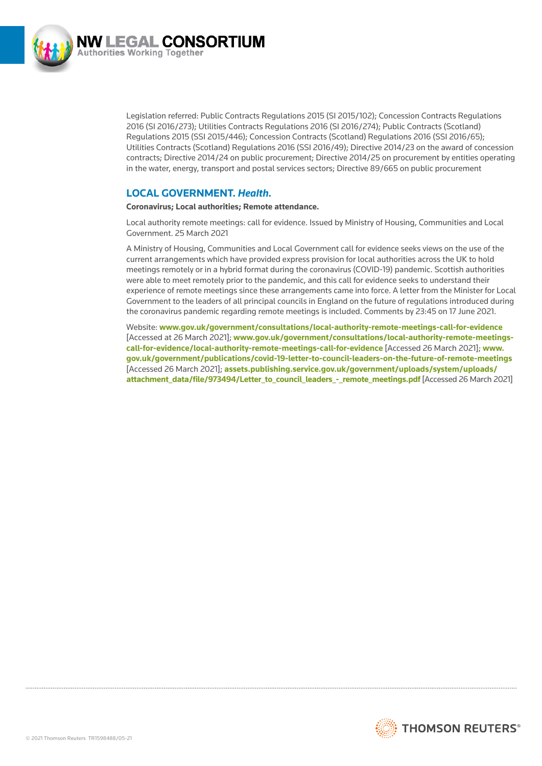Legislation referred: Public Contracts Regulations 2015 (SI 2015/102); Concession Contracts Regulations 2016 (SI 2016/273); Utilities Contracts Regulations 2016 (SI 2016/274); Public Contracts (Scotland) Regulations 2015 (SSI 2015/446); Concession Contracts (Scotland) Regulations 2016 (SSI 2016/65); Utilities Contracts (Scotland) Regulations 2016 (SSI 2016/49); Directive 2014/23 on the award of concession contracts; Directive 2014/24 on public procurement; Directive 2014/25 on procurement by entities operating in the water, energy, transport and postal services sectors; Directive 89/665 on public procurement

## LOCAL GOVERNMENT. *Health.*

**Coronavirus; Local authorities; Remote attendance.**

Local authority remote meetings: call for evidence. Issued by Ministry of Housing, Communities and Local Government. 25 March 2021

A Ministry of Housing, Communities and Local Government call for evidence seeks views on the use of the current arrangements which have provided express provision for local authorities across the UK to hold meetings remotely or in a hybrid format during the coronavirus (COVID-19) pandemic. Scottish authorities were able to meet remotely prior to the pandemic, and this call for evidence seeks to understand their experience of remote meetings since these arrangements came into force. A letter from the Minister for Local Government to the leaders of all principal councils in England on the future of regulations introduced during the coronavirus pandemic regarding remote meetings is included. Comments by 23:45 on 17 June 2021.

Website: **www.gov.uk/government/consultations/local-authority-remote-meetings-call-for-evidence** [Accessed at 26 March 2021]; **www.gov.uk/government/consultations/local-authority-remote-meetings-call-for-evidence/local-authority-remote-meetings-call-for-evidence** [Accessed 26 March 2021]; **www.gov.uk/government/publications/covid-19-letter-to-council-leaders-on-the-future-of-remote-meetings** [Accessed 26 March 2021]; **assets.publishing.service.gov.uk/government/uploads/system/uploads/attachment_data/file/973494/Letter_to_council_leaders_-_remote_meetings.pdf** [Accessed 26 March 2021]